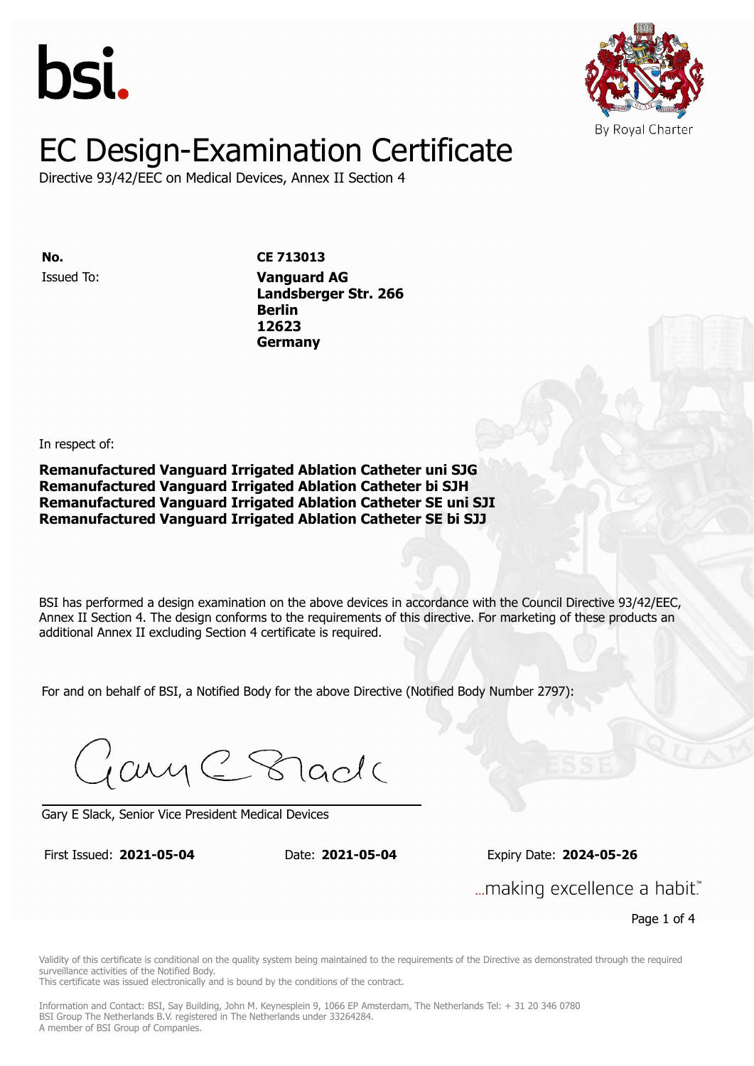bsi.

By Royal Charter

# EC Design-Examination Certificate

Directive 93/42/EEC on Medical Devices, Annex II Section 4

**No.** **CE 713013**

Issued To: **Vanguard AG**
**Landsberger Str. 266**
**Berlin**
**12623**
**Germany**

In respect of:

**Remanufactured Vanguard Irrigated Ablation Catheter uni SJG**
**Remanufactured Vanguard Irrigated Ablation Catheter bi SJH**
**Remanufactured Vanguard Irrigated Ablation Catheter SE uni SJI**
**Remanufactured Vanguard Irrigated Ablation Catheter SE bi SJJ**

BSI has performed a design examination on the above devices in accordance with the Council Directive 93/42/EEC, Annex II Section 4. The design conforms to the requirements of this directive. For marketing of these products an additional Annex II excluding Section 4 certificate is required.

For and on behalf of BSI, a Notified Body for the above Directive (Notified Body Number 2797):

Gary E Slack, Senior Vice President Medical Devices

First Issued: **2021-05-04** Date: **2021-05-04** Expiry Date: **2024-05-26**

...making excellence a habit.™

Validity of this certificate is conditional on the quality system being maintained to the requirements of the Directive as demonstrated through the required surveillance activities of the Notified Body.
This certificate was issued electronically and is bound by the conditions of the contract.

Information and Contact: BSI, Say Building, John M. Keynesplein 9, 1066 EP Amsterdam, The Netherlands Tel: + 31 20 346 0780
BSI Group The Netherlands B.V. registered in The Netherlands under 33264284.
A member of BSI Group of Companies.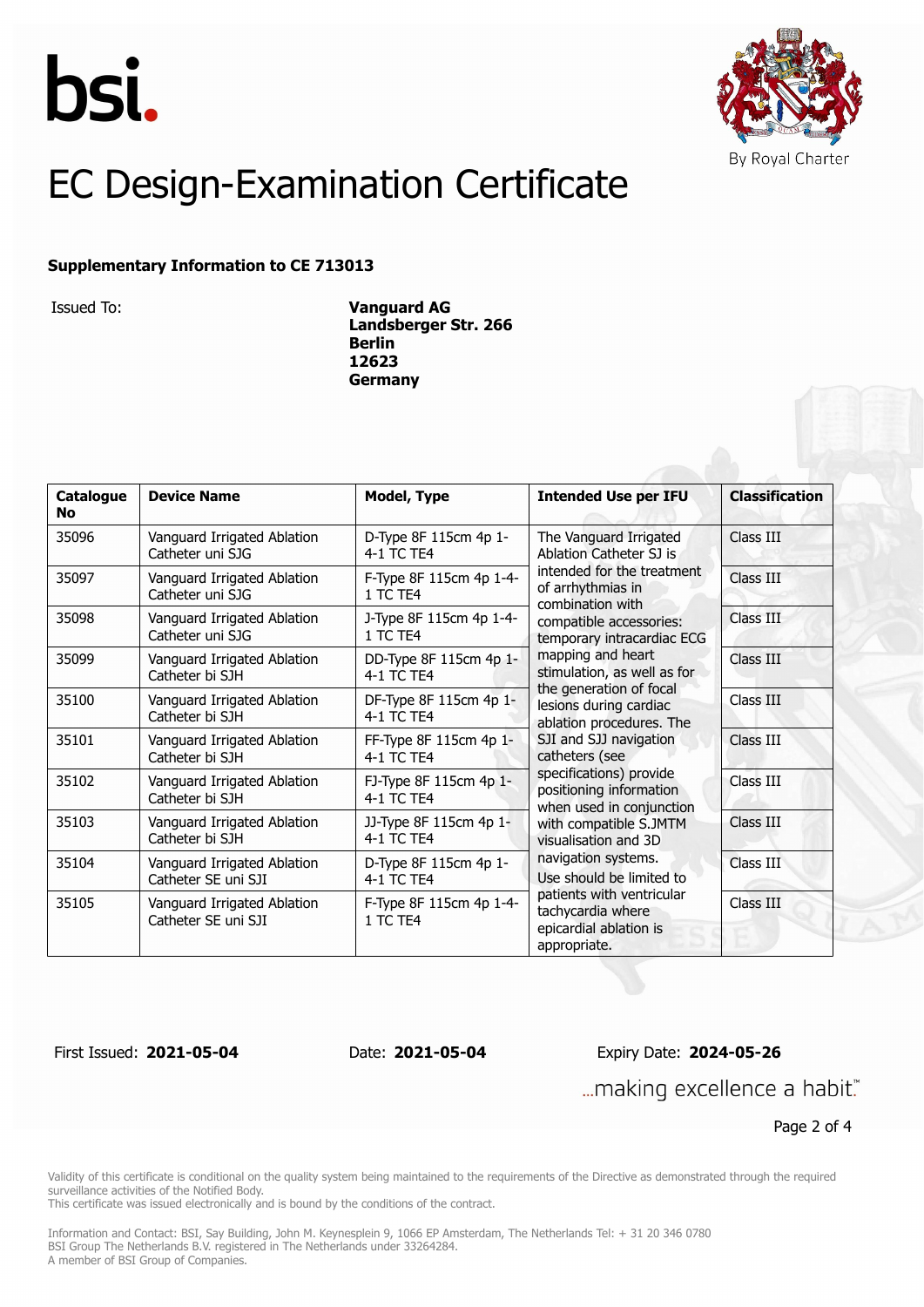bsi.

By Royal Charter

# EC Design-Examination Certificate

**Supplementary Information to CE 713013**

Issued To: **Vanguard AG**
**Landsberger Str. 266**
**Berlin**
**12623**
**Germany**

| Catalogue No | Device Name | Model, Type | Intended Use per IFU | Classification |
|---|---|---|---|---|
| 35096 | Vanguard Irrigated Ablation Catheter uni SJG | D-Type 8F 115cm 4p 1-4-1 TC TE4 | The Vanguard Irrigated Ablation Catheter SJ is intended for the treatment of arrhythmias in combination with compatible accessories: temporary intracardiac ECG mapping and heart stimulation, as well as for the generation of focal lesions during cardiac ablation procedures. The SJI and SJJ navigation catheters (see specifications) provide positioning information when used in conjunction with compatible S.JMTM visualisation and 3D navigation systems. Use should be limited to patients with ventricular tachycardia where epicardial ablation is appropriate. | Class III |
| 35097 | Vanguard Irrigated Ablation Catheter uni SJG | F-Type 8F 115cm 4p 1-4-1 TC TE4 | | Class III |
| 35098 | Vanguard Irrigated Ablation Catheter uni SJG | J-Type 8F 115cm 4p 1-4-1 TC TE4 | | Class III |
| 35099 | Vanguard Irrigated Ablation Catheter bi SJH | DD-Type 8F 115cm 4p 1-4-1 TC TE4 | | Class III |
| 35100 | Vanguard Irrigated Ablation Catheter bi SJH | DF-Type 8F 115cm 4p 1-4-1 TC TE4 | | Class III |
| 35101 | Vanguard Irrigated Ablation Catheter bi SJH | FF-Type 8F 115cm 4p 1-4-1 TC TE4 | | Class III |
| 35102 | Vanguard Irrigated Ablation Catheter bi SJH | FJ-Type 8F 115cm 4p 1-4-1 TC TE4 | | Class III |
| 35103 | Vanguard Irrigated Ablation Catheter bi SJH | JJ-Type 8F 115cm 4p 1-4-1 TC TE4 | | Class III |
| 35104 | Vanguard Irrigated Ablation Catheter SE uni SJI | D-Type 8F 115cm 4p 1-4-1 TC TE4 | | Class III |
| 35105 | Vanguard Irrigated Ablation Catheter SE uni SJI | F-Type 8F 115cm 4p 1-4-1 TC TE4 | | Class III |

First Issued: **2021-05-04** Date: **2021-05-04** Expiry Date: **2024-05-26**

...making excellence a habit.™

Validity of this certificate is conditional on the quality system being maintained to the requirements of the Directive as demonstrated through the required surveillance activities of the Notified Body.
This certificate was issued electronically and is bound by the conditions of the contract.

Information and Contact: BSI, Say Building, John M. Keynesplein 9, 1066 EP Amsterdam, The Netherlands Tel: + 31 20 346 0780
BSI Group The Netherlands B.V. registered in The Netherlands under 33264284.
A member of BSI Group of Companies.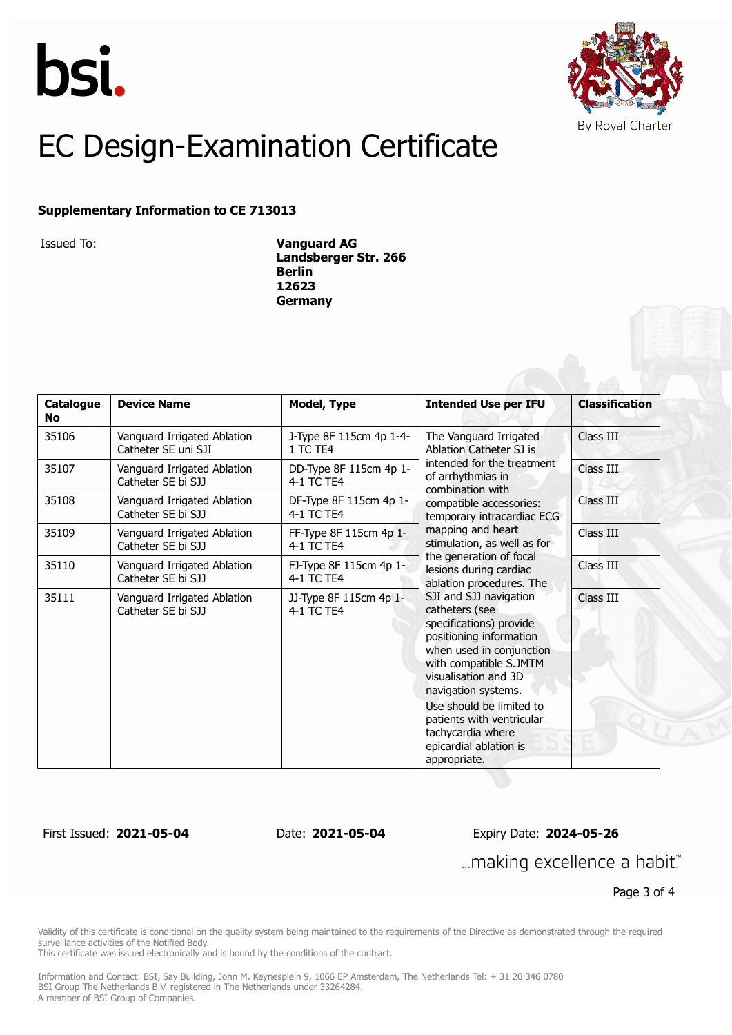bsi.

By Royal Charter

# EC Design-Examination Certificate

**Supplementary Information to CE 713013**

Issued To: **Vanguard AG**
**Landsberger Str. 266**
**Berlin**
**12623**
**Germany**

| Catalogue No | Device Name | Model, Type | Intended Use per IFU | Classification |
|---|---|---|---|---|
| 35106 | Vanguard Irrigated Ablation Catheter SE uni SJI | J-Type 8F 115cm 4p 1-4-1 TC TE4 | The Vanguard Irrigated Ablation Catheter SJ is intended for the treatment of arrhythmias in combination with compatible accessories: temporary intracardiac ECG mapping and heart stimulation, as well as for the generation of focal lesions during cardiac ablation procedures. The SJI and SJJ navigation catheters (see specifications) provide positioning information when used in conjunction with compatible S.JMTM visualisation and 3D navigation systems. Use should be limited to patients with ventricular tachycardia where epicardial ablation is appropriate. | Class III |
| 35107 | Vanguard Irrigated Ablation Catheter SE bi SJJ | DD-Type 8F 115cm 4p 1-4-1 TC TE4 | | Class III |
| 35108 | Vanguard Irrigated Ablation Catheter SE bi SJJ | DF-Type 8F 115cm 4p 1-4-1 TC TE4 | | Class III |
| 35109 | Vanguard Irrigated Ablation Catheter SE bi SJJ | FF-Type 8F 115cm 4p 1-4-1 TC TE4 | | Class III |
| 35110 | Vanguard Irrigated Ablation Catheter SE bi SJJ | FJ-Type 8F 115cm 4p 1-4-1 TC TE4 | | Class III |
| 35111 | Vanguard Irrigated Ablation Catheter SE bi SJJ | JJ-Type 8F 115cm 4p 1-4-1 TC TE4 | | Class III |

First Issued: **2021-05-04** Date: **2021-05-04** Expiry Date: **2024-05-26**

...making excellence a habit.™

Validity of this certificate is conditional on the quality system being maintained to the requirements of the Directive as demonstrated through the required surveillance activities of the Notified Body.
This certificate was issued electronically and is bound by the conditions of the contract.

Information and Contact: BSI, Say Building, John M. Keynesplein 9, 1066 EP Amsterdam, The Netherlands Tel: + 31 20 346 0780
BSI Group The Netherlands B.V. registered in The Netherlands under 33264284.
A member of BSI Group of Companies.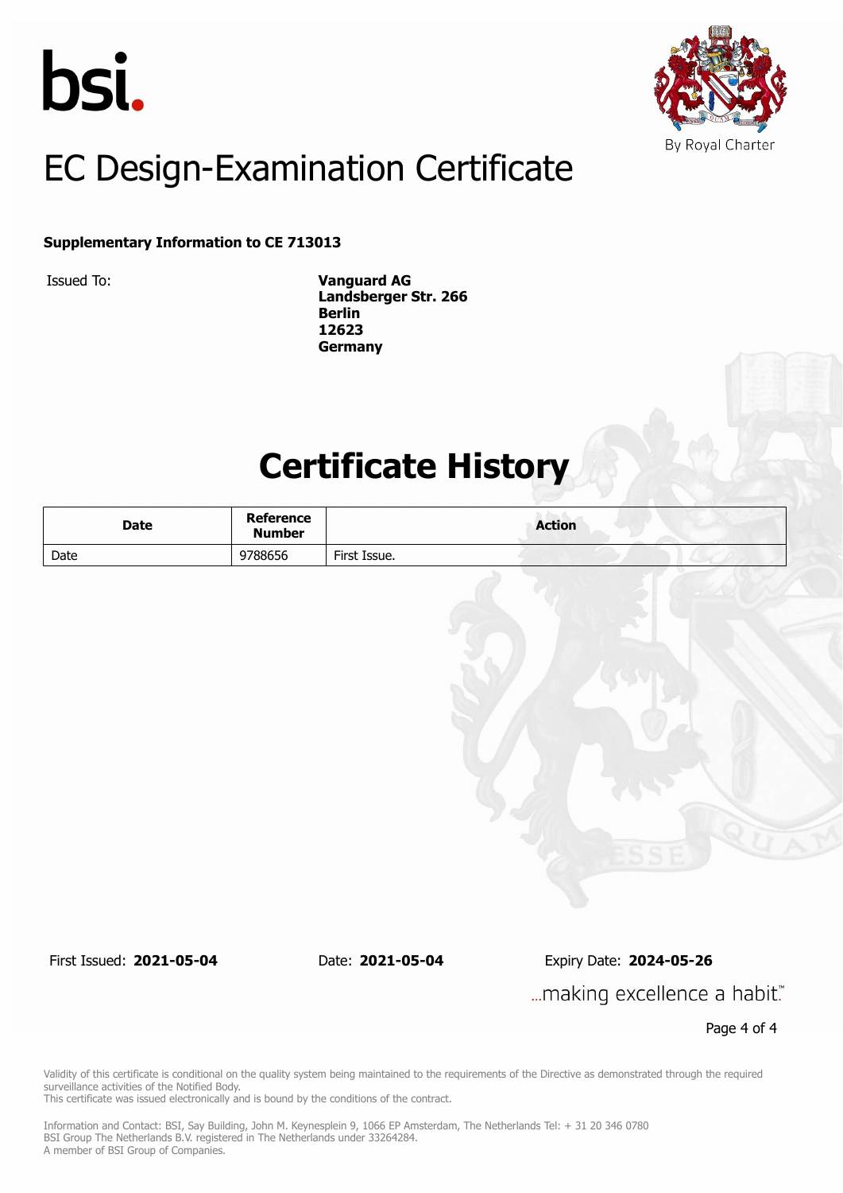# EC Design-Examination Certificate

**Supplementary Information to CE 713013**

Issued To: **Vanguard AG**
**Landsberger Str. 266**
**Berlin**
**12623**
**Germany**

## Certificate History

| Date | Reference Number | Action |
|---|---|---|
| Date | 9788656 | First Issue. |

First Issued: **2021-05-04** Date: **2021-05-04** Expiry Date: **2024-05-26**

...making excellence a habit.™

Validity of this certificate is conditional on the quality system being maintained to the requirements of the Directive as demonstrated through the required surveillance activities of the Notified Body.
This certificate was issued electronically and is bound by the conditions of the contract.

Information and Contact: BSI, Say Building, John M. Keynesplein 9, 1066 EP Amsterdam, The Netherlands Tel: + 31 20 346 0780
BSI Group The Netherlands B.V. registered in The Netherlands under 33264284.
A member of BSI Group of Companies.